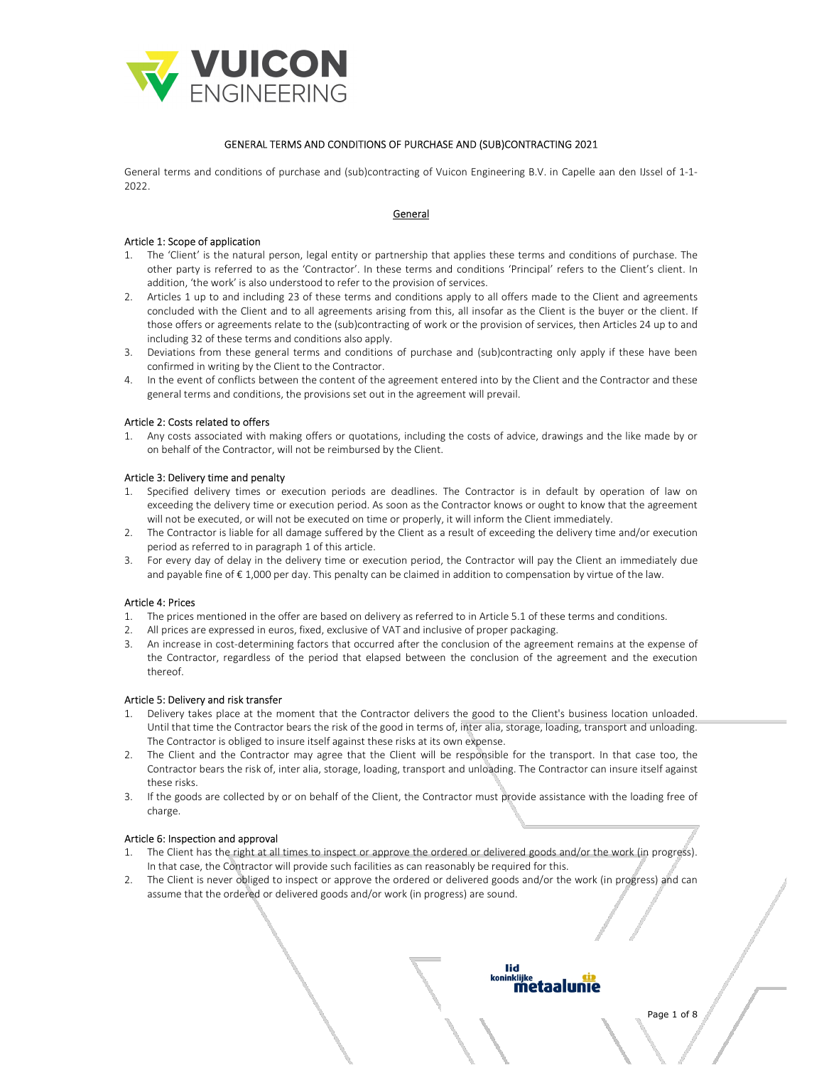# GENERAL TERMS AND CONDITIONS OF PURCHASE AND (SUB)CONTRACTING 2021

General terms and conditions of purchase and (sub)contracting of Vuicon Engineering B.V. in Capelle aan den IJssel of 1-1-2022.

## General

### Article 1: Scope of application

1. The 'Client' is the natural person, legal entity or partnership that applies these terms and conditions of purchase. The other party is referred to as the 'Contractor'. In these terms and conditions 'Principal' refers to the Client's client. In addition, 'the work' is also understood to refer to the provision of services.
2. Articles 1 up to and including 23 of these terms and conditions apply to all offers made to the Client and agreements concluded with the Client and to all agreements arising from this, all insofar as the Client is the buyer or the client. If those offers or agreements relate to the (sub)contracting of work or the provision of services, then Articles 24 up to and including 32 of these terms and conditions also apply.
3. Deviations from these general terms and conditions of purchase and (sub)contracting only apply if these have been confirmed in writing by the Client to the Contractor.
4. In the event of conflicts between the content of the agreement entered into by the Client and the Contractor and these general terms and conditions, the provisions set out in the agreement will prevail.

### Article 2: Costs related to offers

1. Any costs associated with making offers or quotations, including the costs of advice, drawings and the like made by or on behalf of the Contractor, will not be reimbursed by the Client.

### Article 3: Delivery time and penalty

1. Specified delivery times or execution periods are deadlines. The Contractor is in default by operation of law on exceeding the delivery time or execution period. As soon as the Contractor knows or ought to know that the agreement will not be executed, or will not be executed on time or properly, it will inform the Client immediately.
2. The Contractor is liable for all damage suffered by the Client as a result of exceeding the delivery time and/or execution period as referred to in paragraph 1 of this article.
3. For every day of delay in the delivery time or execution period, the Contractor will pay the Client an immediately due and payable fine of € 1,000 per day. This penalty can be claimed in addition to compensation by virtue of the law.

### Article 4: Prices

1. The prices mentioned in the offer are based on delivery as referred to in Article 5.1 of these terms and conditions.
2. All prices are expressed in euros, fixed, exclusive of VAT and inclusive of proper packaging.
3. An increase in cost-determining factors that occurred after the conclusion of the agreement remains at the expense of the Contractor, regardless of the period that elapsed between the conclusion of the agreement and the execution thereof.

### Article 5: Delivery and risk transfer

1. Delivery takes place at the moment that the Contractor delivers the good to the Client's business location unloaded. Until that time the Contractor bears the risk of the good in terms of, inter alia, storage, loading, transport and unloading. The Contractor is obliged to insure itself against these risks at its own expense.
2. The Client and the Contractor may agree that the Client will be responsible for the transport. In that case too, the Contractor bears the risk of, inter alia, storage, loading, transport and unloading. The Contractor can insure itself against these risks.
3. If the goods are collected by or on behalf of the Client, the Contractor must provide assistance with the loading free of charge.

### Article 6: Inspection and approval

1. The Client has the right at all times to inspect or approve the ordered or delivered goods and/or the work (in progress). In that case, the Contractor will provide such facilities as can reasonably be required for this.
2. The Client is never obliged to inspect or approve the ordered or delivered goods and/or the work (in progress) and can assume that the ordered or delivered goods and/or work (in progress) are sound.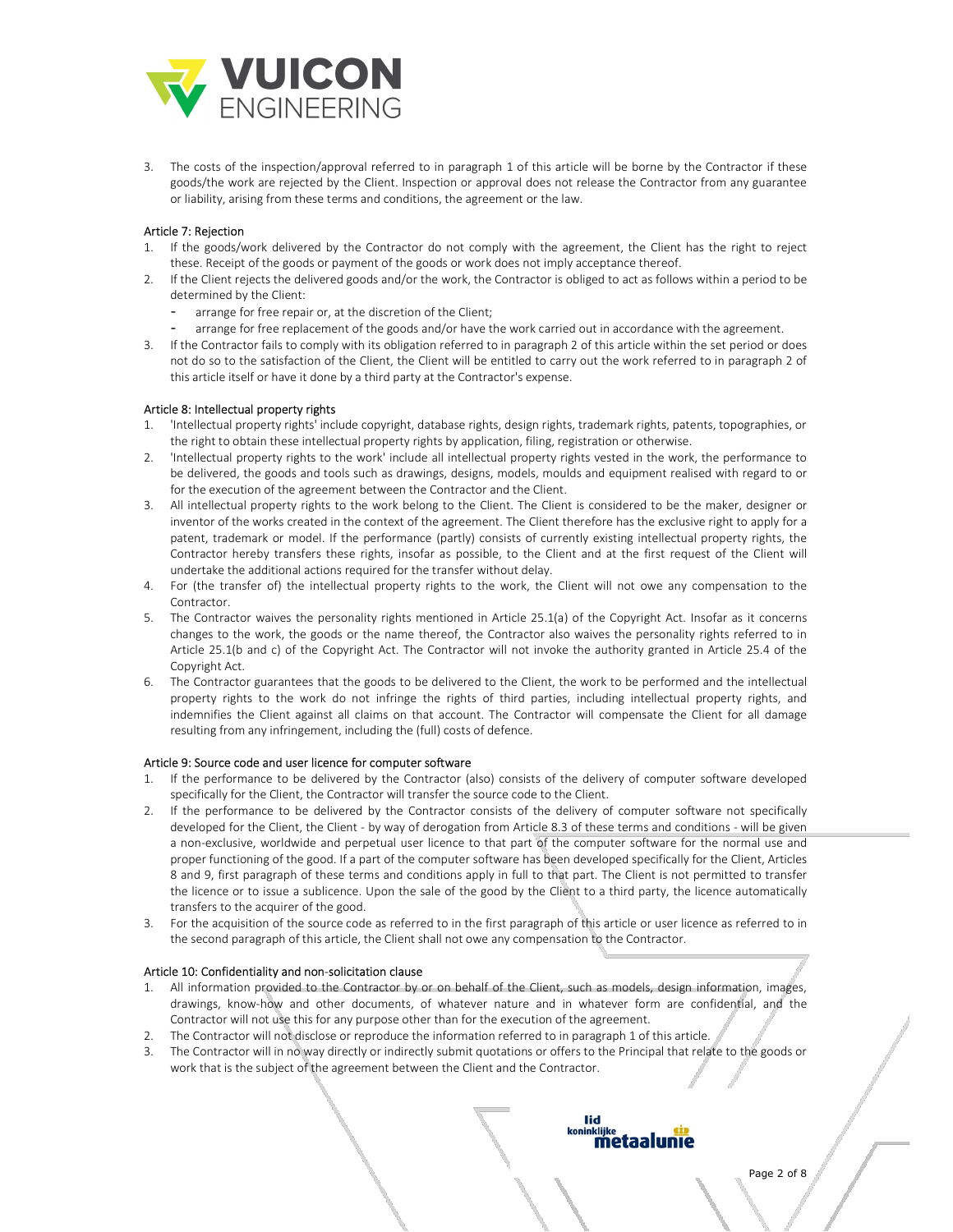3. The costs of the inspection/approval referred to in paragraph 1 of this article will be borne by the Contractor if these goods/the work are rejected by the Client. Inspection or approval does not release the Contractor from any guarantee or liability, arising from these terms and conditions, the agreement or the law.

### Article 7: Rejection

1. If the goods/work delivered by the Contractor do not comply with the agreement, the Client has the right to reject these. Receipt of the goods or payment of the goods or work does not imply acceptance thereof.
2. If the Client rejects the delivered goods and/or the work, the Contractor is obliged to act as follows within a period to be determined by the Client:
   - arrange for free repair or, at the discretion of the Client;
   - arrange for free replacement of the goods and/or have the work carried out in accordance with the agreement.
3. If the Contractor fails to comply with its obligation referred to in paragraph 2 of this article within the set period or does not do so to the satisfaction of the Client, the Client will be entitled to carry out the work referred to in paragraph 2 of this article itself or have it done by a third party at the Contractor's expense.

### Article 8: Intellectual property rights

1. 'Intellectual property rights' include copyright, database rights, design rights, trademark rights, patents, topographies, or the right to obtain these intellectual property rights by application, filing, registration or otherwise.
2. 'Intellectual property rights to the work' include all intellectual property rights vested in the work, the performance to be delivered, the goods and tools such as drawings, designs, models, moulds and equipment realised with regard to or for the execution of the agreement between the Contractor and the Client.
3. All intellectual property rights to the work belong to the Client. The Client is considered to be the maker, designer or inventor of the works created in the context of the agreement. The Client therefore has the exclusive right to apply for a patent, trademark or model. If the performance (partly) consists of currently existing intellectual property rights, the Contractor hereby transfers these rights, insofar as possible, to the Client and at the first request of the Client will undertake the additional actions required for the transfer without delay.
4. For (the transfer of) the intellectual property rights to the work, the Client will not owe any compensation to the Contractor.
5. The Contractor waives the personality rights mentioned in Article 25.1(a) of the Copyright Act. Insofar as it concerns changes to the work, the goods or the name thereof, the Contractor also waives the personality rights referred to in Article 25.1(b and c) of the Copyright Act. The Contractor will not invoke the authority granted in Article 25.4 of the Copyright Act.
6. The Contractor guarantees that the goods to be delivered to the Client, the work to be performed and the intellectual property rights to the work do not infringe the rights of third parties, including intellectual property rights, and indemnifies the Client against all claims on that account. The Contractor will compensate the Client for all damage resulting from any infringement, including the (full) costs of defence.

### Article 9: Source code and user licence for computer software

1. If the performance to be delivered by the Contractor (also) consists of the delivery of computer software developed specifically for the Client, the Contractor will transfer the source code to the Client.
2. If the performance to be delivered by the Contractor consists of the delivery of computer software not specifically developed for the Client, the Client - by way of derogation from Article 8.3 of these terms and conditions - will be given a non-exclusive, worldwide and perpetual user licence to that part of the computer software for the normal use and proper functioning of the good. If a part of the computer software has been developed specifically for the Client, Articles 8 and 9, first paragraph of these terms and conditions apply in full to that part. The Client is not permitted to transfer the licence or to issue a sublicence. Upon the sale of the good by the Client to a third party, the licence automatically transfers to the acquirer of the good.
3. For the acquisition of the source code as referred to in the first paragraph of this article or user licence as referred to in the second paragraph of this article, the Client shall not owe any compensation to the Contractor.

### Article 10: Confidentiality and non-solicitation clause

1. All information provided to the Contractor by or on behalf of the Client, such as models, design information, images, drawings, know-how and other documents, of whatever nature and in whatever form are confidential, and the Contractor will not use this for any purpose other than for the execution of the agreement.
2. The Contractor will not disclose or reproduce the information referred to in paragraph 1 of this article.
3. The Contractor will in no way directly or indirectly submit quotations or offers to the Principal that relate to the goods or work that is the subject of the agreement between the Client and the Contractor.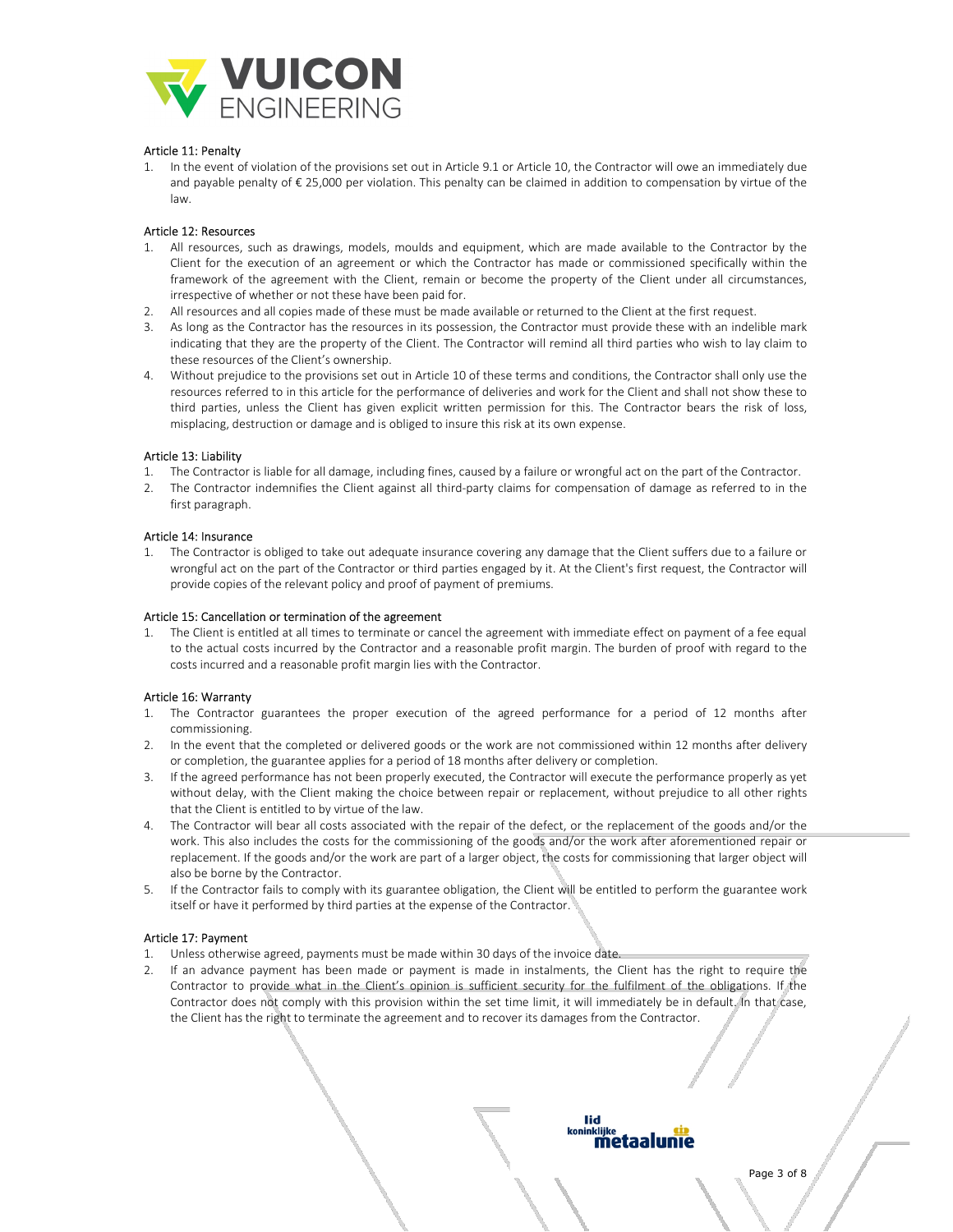### Article 11: Penalty

1. In the event of violation of the provisions set out in Article 9.1 or Article 10, the Contractor will owe an immediately due and payable penalty of € 25,000 per violation. This penalty can be claimed in addition to compensation by virtue of the law.

### Article 12: Resources

1. All resources, such as drawings, models, moulds and equipment, which are made available to the Contractor by the Client for the execution of an agreement or which the Contractor has made or commissioned specifically within the framework of the agreement with the Client, remain or become the property of the Client under all circumstances, irrespective of whether or not these have been paid for.
2. All resources and all copies made of these must be made available or returned to the Client at the first request.
3. As long as the Contractor has the resources in its possession, the Contractor must provide these with an indelible mark indicating that they are the property of the Client. The Contractor will remind all third parties who wish to lay claim to these resources of the Client's ownership.
4. Without prejudice to the provisions set out in Article 10 of these terms and conditions, the Contractor shall only use the resources referred to in this article for the performance of deliveries and work for the Client and shall not show these to third parties, unless the Client has given explicit written permission for this. The Contractor bears the risk of loss, misplacing, destruction or damage and is obliged to insure this risk at its own expense.

### Article 13: Liability

1. The Contractor is liable for all damage, including fines, caused by a failure or wrongful act on the part of the Contractor.
2. The Contractor indemnifies the Client against all third-party claims for compensation of damage as referred to in the first paragraph.

### Article 14: Insurance

1. The Contractor is obliged to take out adequate insurance covering any damage that the Client suffers due to a failure or wrongful act on the part of the Contractor or third parties engaged by it. At the Client's first request, the Contractor will provide copies of the relevant policy and proof of payment of premiums.

### Article 15: Cancellation or termination of the agreement

1. The Client is entitled at all times to terminate or cancel the agreement with immediate effect on payment of a fee equal to the actual costs incurred by the Contractor and a reasonable profit margin. The burden of proof with regard to the costs incurred and a reasonable profit margin lies with the Contractor.

### Article 16: Warranty

1. The Contractor guarantees the proper execution of the agreed performance for a period of 12 months after commissioning.
2. In the event that the completed or delivered goods or the work are not commissioned within 12 months after delivery or completion, the guarantee applies for a period of 18 months after delivery or completion.
3. If the agreed performance has not been properly executed, the Contractor will execute the performance properly as yet without delay, with the Client making the choice between repair or replacement, without prejudice to all other rights that the Client is entitled to by virtue of the law.
4. The Contractor will bear all costs associated with the repair of the defect, or the replacement of the goods and/or the work. This also includes the costs for the commissioning of the goods and/or the work after aforementioned repair or replacement. If the goods and/or the work are part of a larger object, the costs for commissioning that larger object will also be borne by the Contractor.
5. If the Contractor fails to comply with its guarantee obligation, the Client will be entitled to perform the guarantee work itself or have it performed by third parties at the expense of the Contractor.

### Article 17: Payment

1. Unless otherwise agreed, payments must be made within 30 days of the invoice date.
2. If an advance payment has been made or payment is made in instalments, the Client has the right to require the Contractor to provide what in the Client's opinion is sufficient security for the fulfilment of the obligations. If the Contractor does not comply with this provision within the set time limit, it will immediately be in default. In that case, the Client has the right to terminate the agreement and to recover its damages from the Contractor.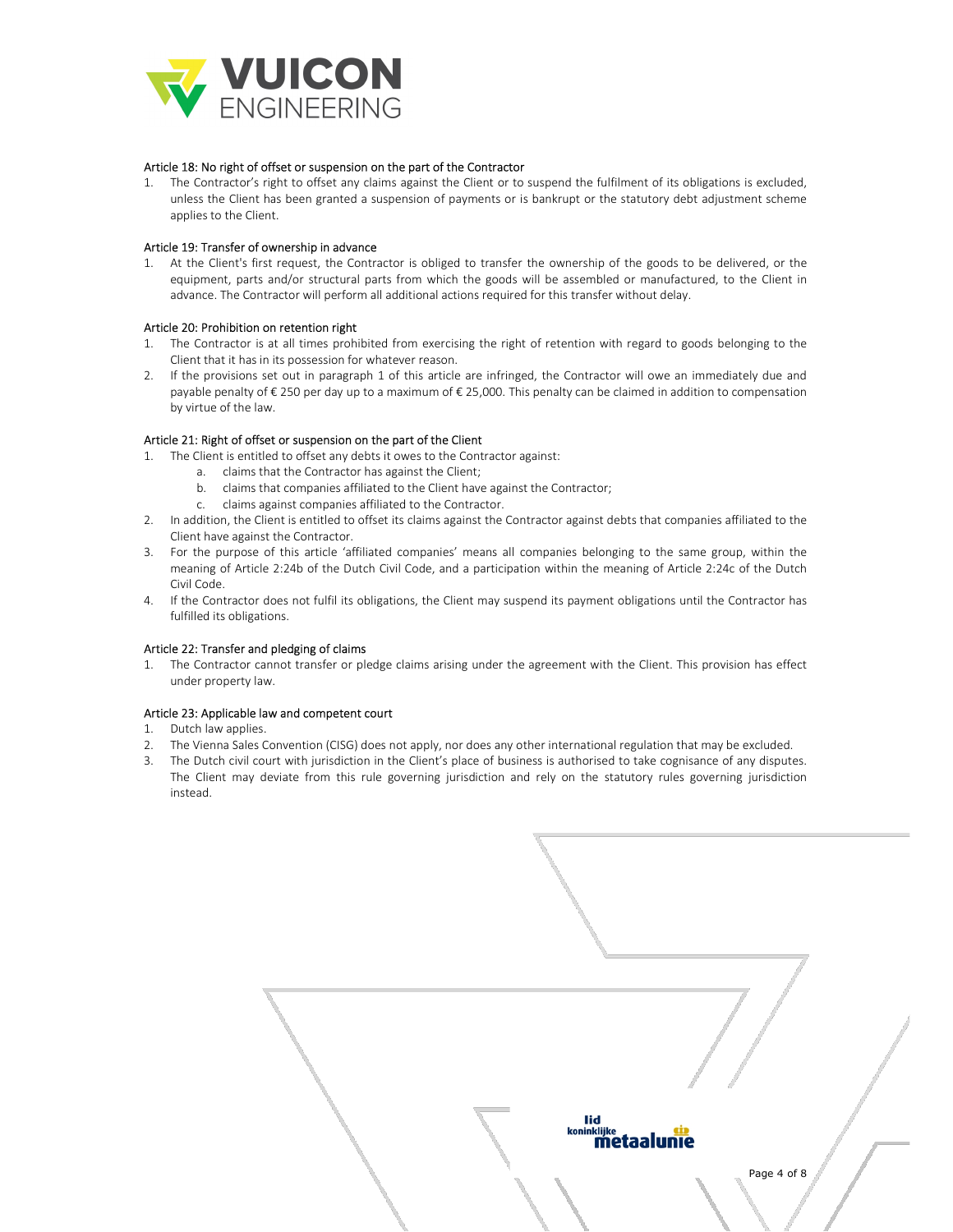### Article 18: No right of offset or suspension on the part of the Contractor

1. The Contractor's right to offset any claims against the Client or to suspend the fulfilment of its obligations is excluded, unless the Client has been granted a suspension of payments or is bankrupt or the statutory debt adjustment scheme applies to the Client.

### Article 19: Transfer of ownership in advance

1. At the Client's first request, the Contractor is obliged to transfer the ownership of the goods to be delivered, or the equipment, parts and/or structural parts from which the goods will be assembled or manufactured, to the Client in advance. The Contractor will perform all additional actions required for this transfer without delay.

### Article 20: Prohibition on retention right

1. The Contractor is at all times prohibited from exercising the right of retention with regard to goods belonging to the Client that it has in its possession for whatever reason.
2. If the provisions set out in paragraph 1 of this article are infringed, the Contractor will owe an immediately due and payable penalty of € 250 per day up to a maximum of € 25,000. This penalty can be claimed in addition to compensation by virtue of the law.

### Article 21: Right of offset or suspension on the part of the Client

1. The Client is entitled to offset any debts it owes to the Contractor against:
   a. claims that the Contractor has against the Client;
   b. claims that companies affiliated to the Client have against the Contractor;
   c. claims against companies affiliated to the Contractor.
2. In addition, the Client is entitled to offset its claims against the Contractor against debts that companies affiliated to the Client have against the Contractor.
3. For the purpose of this article 'affiliated companies' means all companies belonging to the same group, within the meaning of Article 2:24b of the Dutch Civil Code, and a participation within the meaning of Article 2:24c of the Dutch Civil Code.
4. If the Contractor does not fulfil its obligations, the Client may suspend its payment obligations until the Contractor has fulfilled its obligations.

### Article 22: Transfer and pledging of claims

1. The Contractor cannot transfer or pledge claims arising under the agreement with the Client. This provision has effect under property law.

### Article 23: Applicable law and competent court

1. Dutch law applies.
2. The Vienna Sales Convention (CISG) does not apply, nor does any other international regulation that may be excluded.
3. The Dutch civil court with jurisdiction in the Client's place of business is authorised to take cognisance of any disputes. The Client may deviate from this rule governing jurisdiction and rely on the statutory rules governing jurisdiction instead.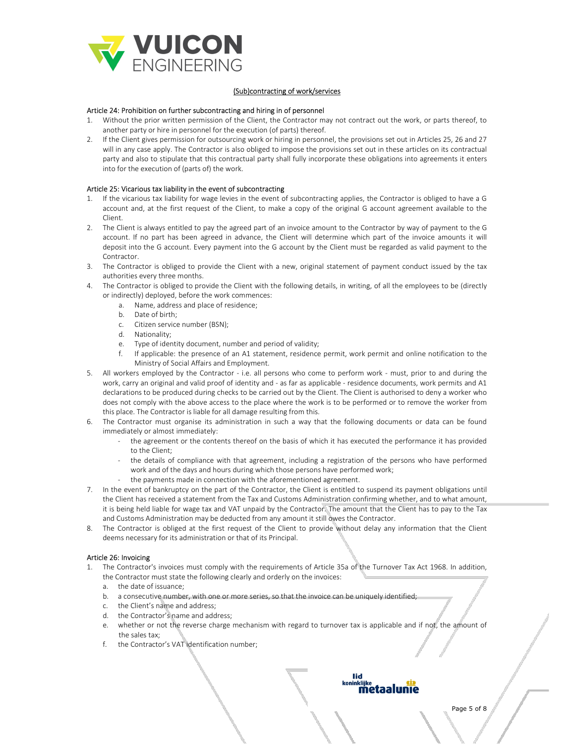## (Sub)contracting of work/services

### Article 24: Prohibition on further subcontracting and hiring in of personnel

1. Without the prior written permission of the Client, the Contractor may not contract out the work, or parts thereof, to another party or hire in personnel for the execution (of parts) thereof.
2. If the Client gives permission for outsourcing work or hiring in personnel, the provisions set out in Articles 25, 26 and 27 will in any case apply. The Contractor is also obliged to impose the provisions set out in these articles on its contractual party and also to stipulate that this contractual party shall fully incorporate these obligations into agreements it enters into for the execution of (parts of) the work.

### Article 25: Vicarious tax liability in the event of subcontracting

1. If the vicarious tax liability for wage levies in the event of subcontracting applies, the Contractor is obliged to have a G account and, at the first request of the Client, to make a copy of the original G account agreement available to the Client.
2. The Client is always entitled to pay the agreed part of an invoice amount to the Contractor by way of payment to the G account. If no part has been agreed in advance, the Client will determine which part of the invoice amounts it will deposit into the G account. Every payment into the G account by the Client must be regarded as valid payment to the Contractor.
3. The Contractor is obliged to provide the Client with a new, original statement of payment conduct issued by the tax authorities every three months.
4. The Contractor is obliged to provide the Client with the following details, in writing, of all the employees to be (directly or indirectly) deployed, before the work commences:
   a. Name, address and place of residence;
   b. Date of birth;
   c. Citizen service number (BSN);
   d. Nationality;
   e. Type of identity document, number and period of validity;
   f. If applicable: the presence of an A1 statement, residence permit, work permit and online notification to the Ministry of Social Affairs and Employment.
5. All workers employed by the Contractor - i.e. all persons who come to perform work - must, prior to and during the work, carry an original and valid proof of identity and - as far as applicable - residence documents, work permits and A1 declarations to be produced during checks to be carried out by the Client. The Client is authorised to deny a worker who does not comply with the above access to the place where the work is to be performed or to remove the worker from this place. The Contractor is liable for all damage resulting from this.
6. The Contractor must organise its administration in such a way that the following documents or data can be found immediately or almost immediately:
   - the agreement or the contents thereof on the basis of which it has executed the performance it has provided to the Client;
   - the details of compliance with that agreement, including a registration of the persons who have performed work and of the days and hours during which those persons have performed work;
   - the payments made in connection with the aforementioned agreement.
7. In the event of bankruptcy on the part of the Contractor, the Client is entitled to suspend its payment obligations until the Client has received a statement from the Tax and Customs Administration confirming whether, and to what amount, it is being held liable for wage tax and VAT unpaid by the Contractor. The amount that the Client has to pay to the Tax and Customs Administration may be deducted from any amount it still owes the Contractor.
8. The Contractor is obliged at the first request of the Client to provide without delay any information that the Client deems necessary for its administration or that of its Principal.

### Article 26: Invoicing

1. The Contractor's invoices must comply with the requirements of Article 35a of the Turnover Tax Act 1968. In addition, the Contractor must state the following clearly and orderly on the invoices:
   a. the date of issuance;
   b. a consecutive number, with one or more series, so that the invoice can be uniquely identified;
   c. the Client's name and address;
   d. the Contractor's name and address;
   e. whether or not the reverse charge mechanism with regard to turnover tax is applicable and if not, the amount of the sales tax;
   f. the Contractor's VAT identification number;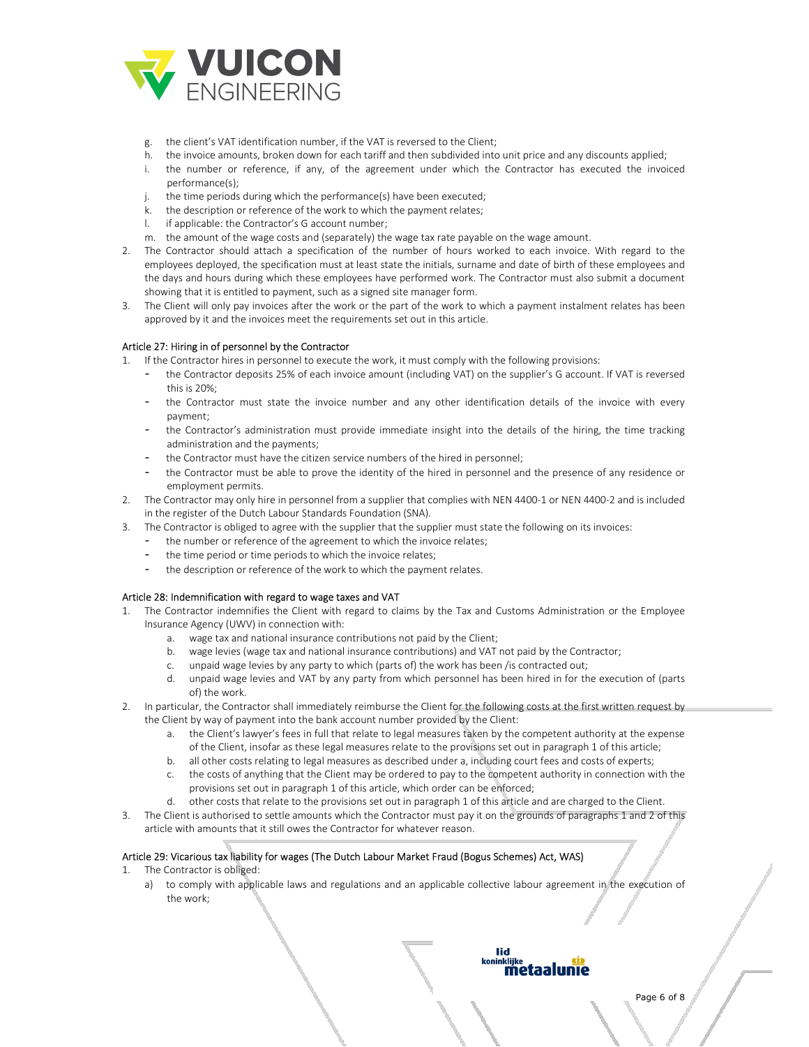g. the client's VAT identification number, if the VAT is reversed to the Client;
h. the invoice amounts, broken down for each tariff and then subdivided into unit price and any discounts applied;
i. the number or reference, if any, of the agreement under which the Contractor has executed the invoiced performance(s);
j. the time periods during which the performance(s) have been executed;
k. the description or reference of the work to which the payment relates;
l. if applicable: the Contractor's G account number;
m. the amount of the wage costs and (separately) the wage tax rate payable on the wage amount.

2. The Contractor should attach a specification of the number of hours worked to each invoice. With regard to the employees deployed, the specification must at least state the initials, surname and date of birth of these employees and the days and hours during which these employees have performed work. The Contractor must also submit a document showing that it is entitled to payment, such as a signed site manager form.
3. The Client will only pay invoices after the work or the part of the work to which a payment instalment relates has been approved by it and the invoices meet the requirements set out in this article.

### Article 27: Hiring in of personnel by the Contractor

1. If the Contractor hires in personnel to execute the work, it must comply with the following provisions:
   - the Contractor deposits 25% of each invoice amount (including VAT) on the supplier's G account. If VAT is reversed this is 20%;
   - the Contractor must state the invoice number and any other identification details of the invoice with every payment;
   - the Contractor's administration must provide immediate insight into the details of the hiring, the time tracking administration and the payments;
   - the Contractor must have the citizen service numbers of the hired in personnel;
   - the Contractor must be able to prove the identity of the hired in personnel and the presence of any residence or employment permits.
2. The Contractor may only hire in personnel from a supplier that complies with NEN 4400-1 or NEN 4400-2 and is included in the register of the Dutch Labour Standards Foundation (SNA).
3. The Contractor is obliged to agree with the supplier that the supplier must state the following on its invoices:
   - the number or reference of the agreement to which the invoice relates;
   - the time period or time periods to which the invoice relates;
   - the description or reference of the work to which the payment relates.

### Article 28: Indemnification with regard to wage taxes and VAT

1. The Contractor indemnifies the Client with regard to claims by the Tax and Customs Administration or the Employee Insurance Agency (UWV) in connection with:
   a. wage tax and national insurance contributions not paid by the Client;
   b. wage levies (wage tax and national insurance contributions) and VAT not paid by the Contractor;
   c. unpaid wage levies by any party to which (parts of) the work has been /is contracted out;
   d. unpaid wage levies and VAT by any party from which personnel has been hired in for the execution of (parts of) the work.
2. In particular, the Contractor shall immediately reimburse the Client for the following costs at the first written request by the Client by way of payment into the bank account number provided by the Client:
   a. the Client's lawyer's fees in full that relate to legal measures taken by the competent authority at the expense of the Client, insofar as these legal measures relate to the provisions set out in paragraph 1 of this article;
   b. all other costs relating to legal measures as described under a, including court fees and costs of experts;
   c. the costs of anything that the Client may be ordered to pay to the competent authority in connection with the provisions set out in paragraph 1 of this article, which order can be enforced;
   d. other costs that relate to the provisions set out in paragraph 1 of this article and are charged to the Client.
3. The Client is authorised to settle amounts which the Contractor must pay it on the grounds of paragraphs 1 and 2 of this article with amounts that it still owes the Contractor for whatever reason.

### Article 29: Vicarious tax liability for wages (The Dutch Labour Market Fraud (Bogus Schemes) Act, WAS)

1. The Contractor is obliged:
   a) to comply with applicable laws and regulations and an applicable collective labour agreement in the execution of the work;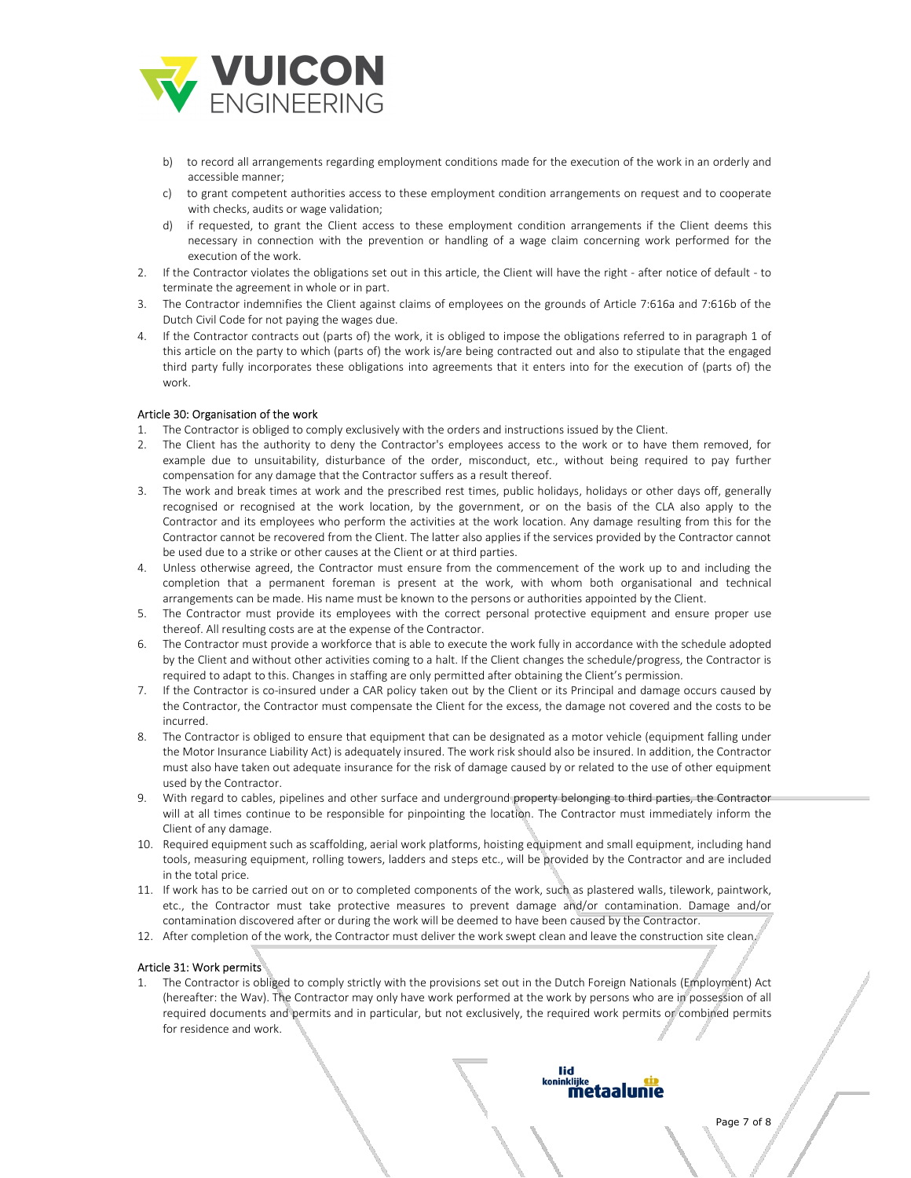b) to record all arrangements regarding employment conditions made for the execution of the work in an orderly and accessible manner;
c) to grant competent authorities access to these employment condition arrangements on request and to cooperate with checks, audits or wage validation;
d) if requested, to grant the Client access to these employment condition arrangements if the Client deems this necessary in connection with the prevention or handling of a wage claim concerning work performed for the execution of the work.

2. If the Contractor violates the obligations set out in this article, the Client will have the right - after notice of default - to terminate the agreement in whole or in part.
3. The Contractor indemnifies the Client against claims of employees on the grounds of Article 7:616a and 7:616b of the Dutch Civil Code for not paying the wages due.
4. If the Contractor contracts out (parts of) the work, it is obliged to impose the obligations referred to in paragraph 1 of this article on the party to which (parts of) the work is/are being contracted out and also to stipulate that the engaged third party fully incorporates these obligations into agreements that it enters into for the execution of (parts of) the work.

### Article 30: Organisation of the work

1. The Contractor is obliged to comply exclusively with the orders and instructions issued by the Client.
2. The Client has the authority to deny the Contractor's employees access to the work or to have them removed, for example due to unsuitability, disturbance of the order, misconduct, etc., without being required to pay further compensation for any damage that the Contractor suffers as a result thereof.
3. The work and break times at work and the prescribed rest times, public holidays, holidays or other days off, generally recognised or recognised at the work location, by the government, or on the basis of the CLA also apply to the Contractor and its employees who perform the activities at the work location. Any damage resulting from this for the Contractor cannot be recovered from the Client. The latter also applies if the services provided by the Contractor cannot be used due to a strike or other causes at the Client or at third parties.
4. Unless otherwise agreed, the Contractor must ensure from the commencement of the work up to and including the completion that a permanent foreman is present at the work, with whom both organisational and technical arrangements can be made. His name must be known to the persons or authorities appointed by the Client.
5. The Contractor must provide its employees with the correct personal protective equipment and ensure proper use thereof. All resulting costs are at the expense of the Contractor.
6. The Contractor must provide a workforce that is able to execute the work fully in accordance with the schedule adopted by the Client and without other activities coming to a halt. If the Client changes the schedule/progress, the Contractor is required to adapt to this. Changes in staffing are only permitted after obtaining the Client's permission.
7. If the Contractor is co-insured under a CAR policy taken out by the Client or its Principal and damage occurs caused by the Contractor, the Contractor must compensate the Client for the excess, the damage not covered and the costs to be incurred.
8. The Contractor is obliged to ensure that equipment that can be designated as a motor vehicle (equipment falling under the Motor Insurance Liability Act) is adequately insured. The work risk should also be insured. In addition, the Contractor must also have taken out adequate insurance for the risk of damage caused by or related to the use of other equipment used by the Contractor.
9. With regard to cables, pipelines and other surface and underground property belonging to third parties, the Contractor will at all times continue to be responsible for pinpointing the location. The Contractor must immediately inform the Client of any damage.
10. Required equipment such as scaffolding, aerial work platforms, hoisting equipment and small equipment, including hand tools, measuring equipment, rolling towers, ladders and steps etc., will be provided by the Contractor and are included in the total price.
11. If work has to be carried out on or to completed components of the work, such as plastered walls, tilework, paintwork, etc., the Contractor must take protective measures to prevent damage and/or contamination. Damage and/or contamination discovered after or during the work will be deemed to have been caused by the Contractor.
12. After completion of the work, the Contractor must deliver the work swept clean and leave the construction site clean.

### Article 31: Work permits

1. The Contractor is obliged to comply strictly with the provisions set out in the Dutch Foreign Nationals (Employment) Act (hereafter: the Wav). The Contractor may only have work performed at the work by persons who are in possession of all required documents and permits and in particular, but not exclusively, the required work permits or combined permits for residence and work.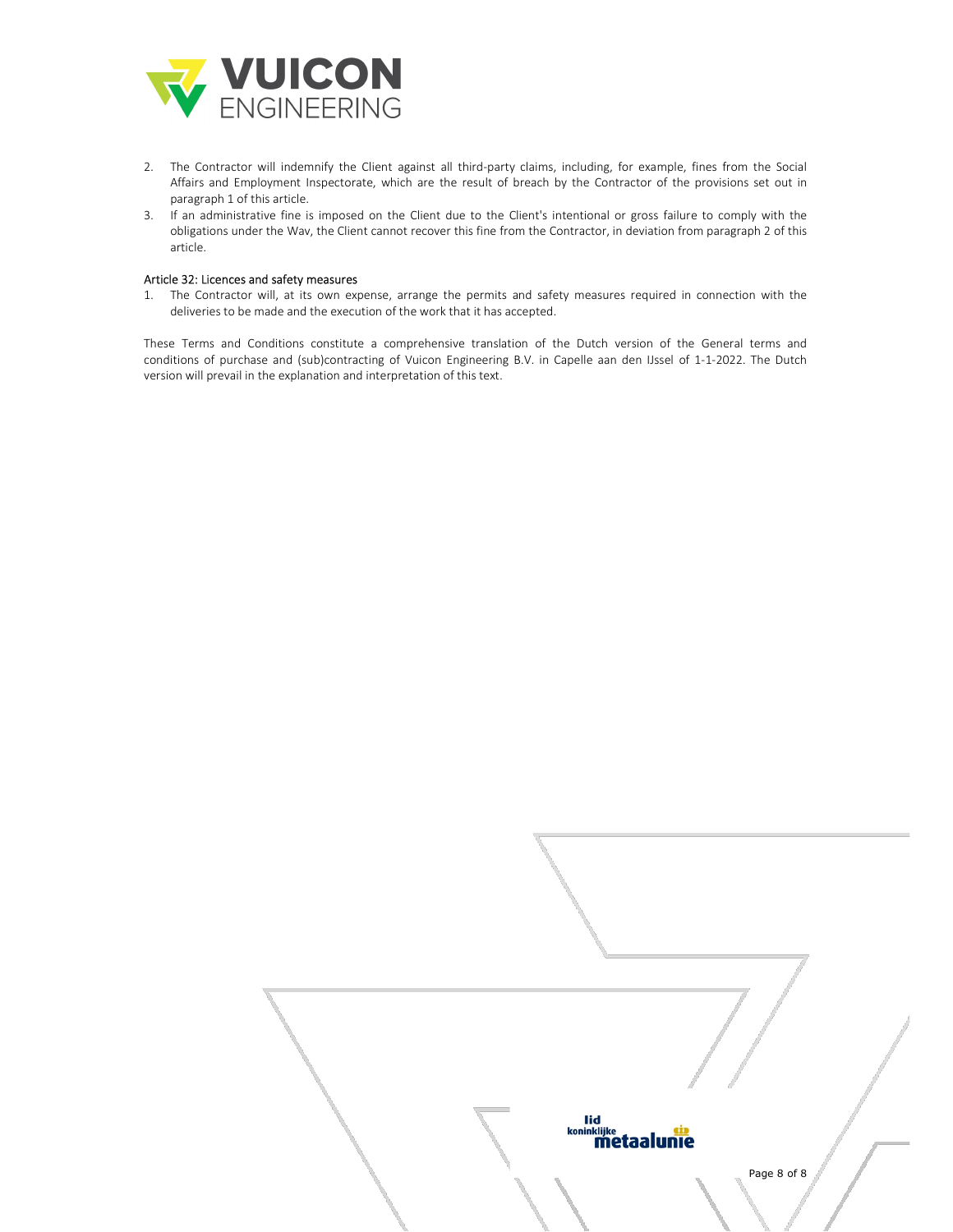2. The Contractor will indemnify the Client against all third-party claims, including, for example, fines from the Social Affairs and Employment Inspectorate, which are the result of breach by the Contractor of the provisions set out in paragraph 1 of this article.
3. If an administrative fine is imposed on the Client due to the Client's intentional or gross failure to comply with the obligations under the Wav, the Client cannot recover this fine from the Contractor, in deviation from paragraph 2 of this article.

### Article 32: Licences and safety measures

1. The Contractor will, at its own expense, arrange the permits and safety measures required in connection with the deliveries to be made and the execution of the work that it has accepted.

These Terms and Conditions constitute a comprehensive translation of the Dutch version of the General terms and conditions of purchase and (sub)contracting of Vuicon Engineering B.V. in Capelle aan den IJssel of 1-1-2022. The Dutch version will prevail in the explanation and interpretation of this text.

lid koninklijke metaalunie